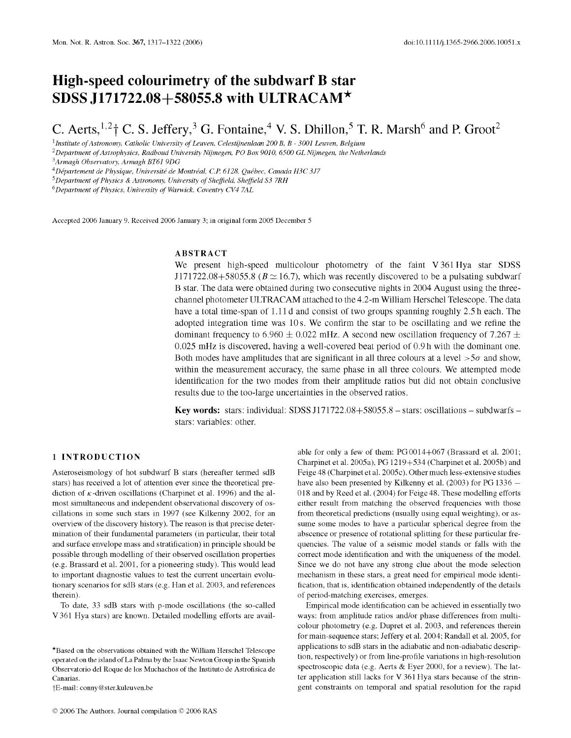# High-speed colourimetry of the subdwarf B star SDSS J171722.08+58055.8 with ULTRACAM★

C. Aerts,[1,2]† C. S. Jeffery,[3] G. Fontaine,[4] V. S. Dhillon,[5] T. R. Marsh[6] and P. Groot[2]

[1]*Institute of Astronomy, Catholic University of Leuven, Celestijnenlaan 200 B, B - 3001 Leuven, Belgium*
[2]*Department of Astrophysics, Radboud University Nijmegen, PO Box 9010, 6500 GL Nijmegen, the Netherlands*
[3]*Armagh Observatory, Armagh BT61 9DG*
[4]*Département de Physique, Université de Montréal, C.P. 6128, Québec, Canada H3C 3J7*
[5]*Department of Physics & Astronomy, University of Sheffield, Sheffield S3 7RH*
[6]*Department of Physics, University of Warwick, Coventry CV4 7AL*

Accepted 2006 January 9. Received 2006 January 3; in original form 2005 December 5

## ABSTRACT

We present high-speed multicolour photometry of the faint V 361 Hya star SDSS J171722.08+58055.8 ($B \simeq 16.7$), which was recently discovered to be a pulsating subdwarf B star. The data were obtained during two consecutive nights in 2004 August using the three-channel photometer ULTRACAM attached to the 4.2-m William Herschel Telescope. The data have a total time-span of 1.11 d and consist of two groups spanning roughly 2.5 h each. The adopted integration time was 10 s. We confirm the star to be oscillating and we refine the dominant frequency to $6.960 \pm 0.022$ mHz. A second new oscillation frequency of $7.267 \pm 0.025$ mHz is discovered, having a well-covered beat period of 0.9 h with the dominant one. Both modes have amplitudes that are significant in all three colours at a level $>5\sigma$ and show, within the measurement accuracy, the same phase in all three colours. We attempted mode identification for the two modes from their amplitude ratios but did not obtain conclusive results due to the too-large uncertainties in the observed ratios.

**Key words:** stars: individual: SDSS J171722.08+58055.8 – stars: oscillations – subdwarfs – stars: variables: other.

## 1 INTRODUCTION

Asteroseismology of hot subdwarf B stars (hereafter termed sdB stars) has received a lot of attention ever since the theoretical prediction of $\kappa$-driven oscillations (Charpinet et al. 1996) and the almost simultaneous and independent observational discovery of oscillations in some such stars in 1997 (see Kilkenny 2002, for an overview of the discovery history). The reason is that precise determination of their fundamental parameters (in particular, their total and surface envelope mass and stratification) in principle should be possible through modelling of their observed oscillation properties (e.g. Brassard et al. 2001, for a pioneering study). This would lead to important diagnostic values to test the current uncertain evolutionary scenarios for sdB stars (e.g. Han et al. 2003, and references therein).

To date, 33 sdB stars with p-mode oscillations (the so-called V 361 Hya stars) are known. Detailed modelling efforts are available for only a few of them: PG 0014+067 (Brassard et al. 2001; Charpinet et al. 2005a), PG 1219+534 (Charpinet et al. 2005b) and Feige 48 (Charpinet et al. 2005c). Other much less-extensive studies have also been presented by Kilkenny et al. (2003) for PG 1336 − 018 and by Reed et al. (2004) for Feige 48. These modelling efforts either result from matching the observed frequencies with those from theoretical predictions (usually using equal weighting), or assume some modes to have a particular spherical degree from the abscence or presence of rotational splitting for these particular frequencies. The value of a seismic model stands or falls with the correct mode identification and with the uniqueness of the model. Since we do not have any strong clue about the mode selection mechanism in these stars, a great need for empirical mode identification, that is, identification obtained independently of the details of period-matching exercises, emerges.

Empirical mode identification can be achieved in essentially two ways: from amplitude ratios and/or phase differences from multicolour photometry (e.g. Dupret et al. 2003, and references therein for main-sequence stars; Jeffery et al. 2004; Randall et al. 2005, for applications to sdB stars in the adiabatic and non-adiabatic description, respectively) or from line-profile variations in high-resolution spectroscopic data (e.g. Aerts & Eyer 2000, for a review). The latter application still lacks for V 361 Hya stars because of the stringent constraints on temporal and spatial resolution for the rapid

★Based on the observations obtained with the William Herschel Telescope operated on the island of La Palma by the Isaac Newton Group in the Spanish Observatorio del Roque de los Muchachos of the Instituto de Astrofísica de Canarias.

†E-mail: conny@ster.kuleuven.be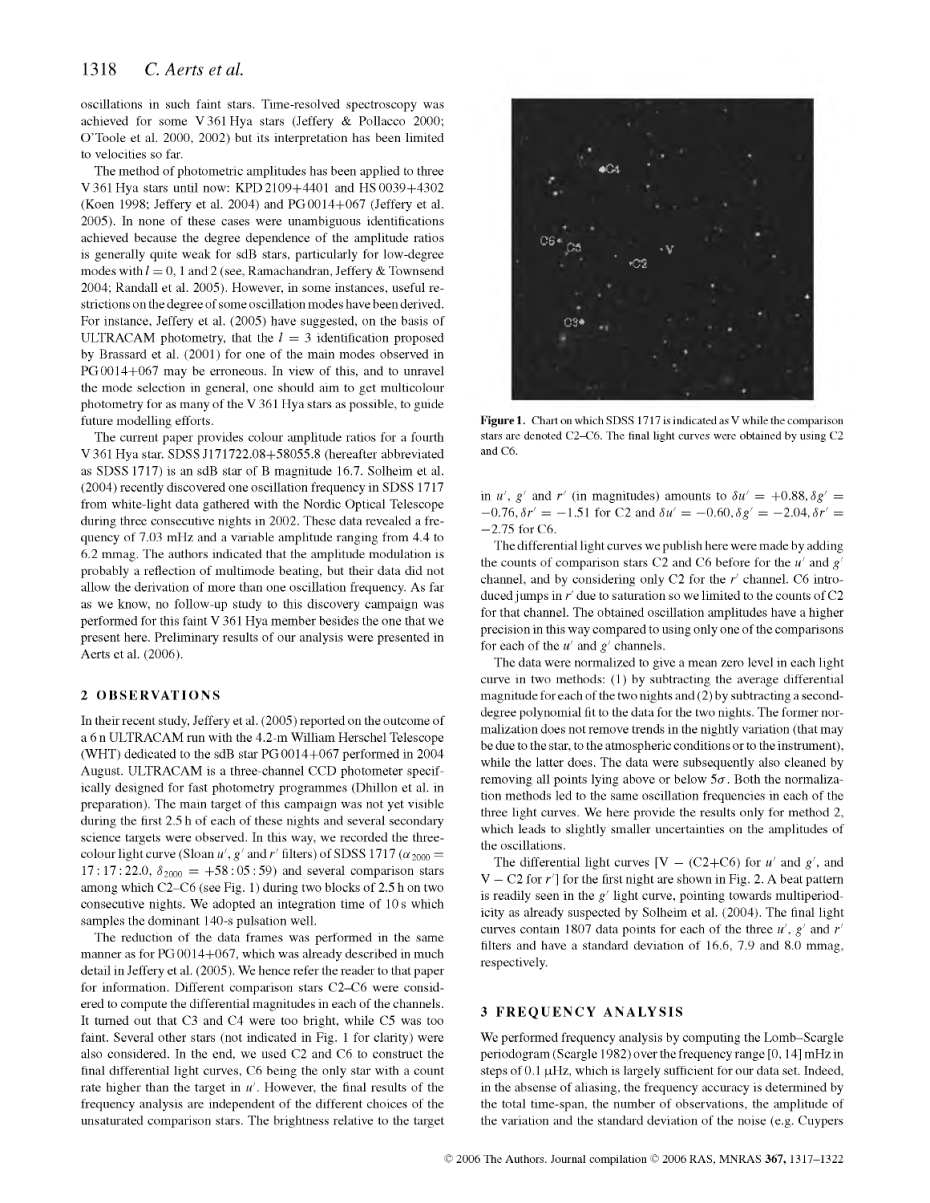oscillations in such faint stars. Time-resolved spectroscopy was achieved for some V 361 Hya stars (Jeffery & Pollacco 2000; O'Toole et al. 2000, 2002) but its interpretation has been limited to velocities so far.

The method of photometric amplitudes has been applied to three V 361 Hya stars until now: KPD 2109+4401 and HS 0039+4302 (Koen 1998; Jeffery et al. 2004) and PG 0014+067 (Jeffery et al. 2005). In none of these cases were unambiguous identifications achieved because the degree dependence of the amplitude ratios is generally quite weak for sdB stars, particularly for low-degree modes with $l = 0$, 1 and 2 (see, Ramachandran, Jeffery & Townsend 2004; Randall et al. 2005). However, in some instances, useful restrictions on the degree of some oscillation modes have been derived. For instance, Jeffery et al. (2005) have suggested, on the basis of ULTRACAM photometry, that the $l = 3$ identification proposed by Brassard et al. (2001) for one of the main modes observed in PG 0014+067 may be erroneous. In view of this, and to unravel the mode selection in general, one should aim to get multicolour photometry for as many of the V 361 Hya stars as possible, to guide future modelling efforts.

The current paper provides colour amplitude ratios for a fourth V 361 Hya star. SDSS J171722.08+58055.8 (hereafter abbreviated as SDSS 1717) is an sdB star of B magnitude 16.7. Solheim et al. (2004) recently discovered one oscillation frequency in SDSS 1717 from white-light data gathered with the Nordic Optical Telescope during three consecutive nights in 2002. These data revealed a frequency of 7.03 mHz and a variable amplitude ranging from 4.4 to 6.2 mmag. The authors indicated that the amplitude modulation is probably a reflection of multimode beating, but their data did not allow the derivation of more than one oscillation frequency. As far as we know, no follow-up study to this discovery campaign was performed for this faint V 361 Hya member besides the one that we present here. Preliminary results of our analysis were presented in Aerts et al. (2006).

## 2 OBSERVATIONS

In their recent study, Jeffery et al. (2005) reported on the outcome of a 6 n ULTRACAM run with the 4.2-m William Herschel Telescope (WHT) dedicated to the sdB star PG 0014+067 performed in 2004 August. ULTRACAM is a three-channel CCD photometer specifically designed for fast photometry programmes (Dhillon et al. in preparation). The main target of this campaign was not yet visible during the first 2.5 h of each of these nights and several secondary science targets were observed. In this way, we recorded the three-colour light curve (Sloan $u'$, $g'$ and $r'$ filters) of SDSS 1717 ($\alpha_{2000} = 17:17:22.0$, $\delta_{2000} = +58:05:59$) and several comparison stars among which C2–C6 (see Fig. 1) during two blocks of 2.5 h on two consecutive nights. We adopted an integration time of 10 s which samples the dominant 140-s pulsation well.

The reduction of the data frames was performed in the same manner as for PG 0014+067, which was already described in much detail in Jeffery et al. (2005). We hence refer the reader to that paper for information. Different comparison stars C2–C6 were considered to compute the differential magnitudes in each of the channels. It turned out that C3 and C4 were too bright, while C5 was too faint. Several other stars (not indicated in Fig. 1 for clarity) were also considered. In the end, we used C2 and C6 to construct the final differential light curves, C6 being the only star with a count rate higher than the target in $u'$. However, the final results of the frequency analysis are independent of the different choices of the unsaturated comparison stars. The brightness relative to the target in $u'$, $g'$ and $r'$ (in magnitudes) amounts to $\delta u' = +0.88, \delta g' = -0.76, \delta r' = -1.51$ for C2 and $\delta u' = -0.60, \delta g' = -2.04, \delta r' = -2.75$ for C6.

Figure 1. Chart on which SDSS 1717 is indicated as V while the comparison stars are denoted C2–C6. The final light curves were obtained by using C2 and C6.

The differential light curves we publish here were made by adding the counts of comparison stars C2 and C6 before for the $u'$ and $g'$ channel, and by considering only C2 for the $r'$ channel. C6 introduced jumps in $r'$ due to saturation so we limited to the counts of C2 for that channel. The obtained oscillation amplitudes have a higher precision in this way compared to using only one of the comparisons for each of the $u'$ and $g'$ channels.

The data were normalized to give a mean zero level in each light curve in two methods: (1) by subtracting the average differential magnitude for each of the two nights and (2) by subtracting a second-degree polynomial fit to the data for the two nights. The former normalization does not remove trends in the nightly variation (that may be due to the star, to the atmospheric conditions or to the instrument), while the latter does. The data were subsequently also cleaned by removing all points lying above or below $5\sigma$. Both the normalization methods led to the same oscillation frequencies in each of the three light curves. We here provide the results only for method 2, which leads to slightly smaller uncertainties on the amplitudes of the oscillations.

The differential light curves [V − (C2+C6) for $u'$ and $g'$, and V − C2 for $r'$] for the first night are shown in Fig. 2. A beat pattern is readily seen in the $g'$ light curve, pointing towards multiperiodicity as already suspected by Solheim et al. (2004). The final light curves contain 1807 data points for each of the three $u'$, $g'$ and $r'$ filters and have a standard deviation of 16.6, 7.9 and 8.0 mmag, respectively.

## 3 FREQUENCY ANALYSIS

We performed frequency analysis by computing the Lomb–Scargle periodogram (Scargle 1982) over the frequency range [0, 14] mHz in steps of 0.1 μHz, which is largely sufficient for our data set. Indeed, in the absense of aliasing, the frequency accuracy is determined by the total time-span, the number of observations, the amplitude of the variation and the standard deviation of the noise (e.g. Cuypers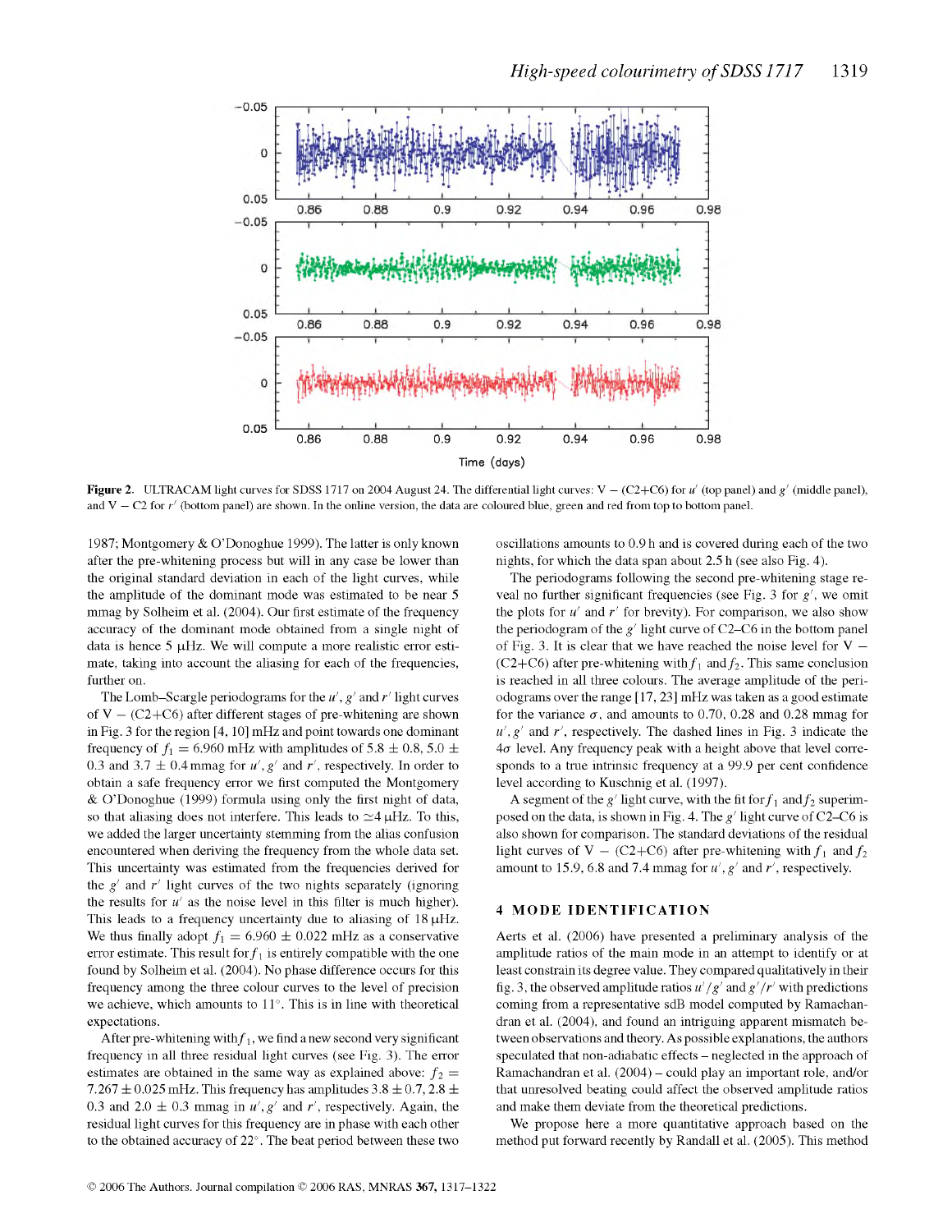**Figure 2.** ULTRACAM light curves for SDSS 1717 on 2004 August 24. The differential light curves: V − (C2+C6) for $u'$ (top panel) and $g'$ (middle panel), and V − C2 for $r'$ (bottom panel) are shown. In the online version, the data are coloured blue, green and red from top to bottom panel.

1987; Montgomery & O'Donoghue 1999). The latter is only known after the pre-whitening process but will in any case be lower than the original standard deviation in each of the light curves, while the amplitude of the dominant mode was estimated to be near 5 mmag by Solheim et al. (2004). Our first estimate of the frequency accuracy of the dominant mode obtained from a single night of data is hence 5 μHz. We will compute a more realistic error estimate, taking into account the aliasing for each of the frequencies, further on.

The Lomb–Scargle periodograms for the $u'$, $g'$ and $r'$ light curves of V − (C2+C6) after different stages of pre-whitening are shown in Fig. 3 for the region [4, 10] mHz and point towards one dominant frequency of $f_1 = 6.960$ mHz with amplitudes of $5.8 \pm 0.8$, $5.0 \pm 0.3$ and $3.7 \pm 0.4$ mmag for $u'$, $g'$ and $r'$, respectively. In order to obtain a safe frequency error we first computed the Montgomery & O'Donoghue (1999) formula using only the first night of data, so that aliasing does not interfere. This leads to $\simeq$4 μHz. To this, we added the larger uncertainty stemming from the alias confusion encountered when deriving the frequency from the whole data set. This uncertainty was estimated from the frequencies derived for the $g'$ and $r'$ light curves of the two nights separately (ignoring the results for $u'$ as the noise level in this filter is much higher). This leads to a frequency uncertainty due to aliasing of 18 μHz. We thus finally adopt $f_1 = 6.960 \pm 0.022$ mHz as a conservative error estimate. This result for $f_1$ is entirely compatible with the one found by Solheim et al. (2004). No phase difference occurs for this frequency among the three colour curves to the level of precision we achieve, which amounts to 11°. This is in line with theoretical expectations.

After pre-whitening with $f_1$, we find a new second very significant frequency in all three residual light curves (see Fig. 3). The error estimates are obtained in the same way as explained above: $f_2 = 7.267 \pm 0.025$ mHz. This frequency has amplitudes $3.8 \pm 0.7$, $2.8 \pm 0.3$ and $2.0 \pm 0.3$ mmag in $u'$, $g'$ and $r'$, respectively. Again, the residual light curves for this frequency are in phase with each other to the obtained accuracy of 22°. The beat period between these two oscillations amounts to 0.9 h and is covered during each of the two nights, for which the data span about 2.5 h (see also Fig. 4).

The periodograms following the second pre-whitening stage reveal no further significant frequencies (see Fig. 3 for $g'$, we omit the plots for $u'$ and $r'$ for brevity). For comparison, we also show the periodogram of the $g'$ light curve of C2–C6 in the bottom panel of Fig. 3. It is clear that we have reached the noise level for V − (C2+C6) after pre-whitening with $f_1$ and $f_2$. This same conclusion is reached in all three colours. The average amplitude of the periodograms over the range [17, 23] mHz was taken as a good estimate for the variance $\sigma$, and amounts to 0.70, 0.28 and 0.28 mmag for $u'$, $g'$ and $r'$, respectively. The dashed lines in Fig. 3 indicate the 4$\sigma$ level. Any frequency peak with a height above that level corresponds to a true intrinsic frequency at a 99.9 per cent confidence level according to Kuschnig et al. (1997).

A segment of the $g'$ light curve, with the fit for $f_1$ and $f_2$ superimposed on the data, is shown in Fig. 4. The $g'$ light curve of C2–C6 is also shown for comparison. The standard deviations of the residual light curves of V − (C2+C6) after pre-whitening with $f_1$ and $f_2$ amount to 15.9, 6.8 and 7.4 mmag for $u'$, $g'$ and $r'$, respectively.

## 4 MODE IDENTIFICATION

Aerts et al. (2006) have presented a preliminary analysis of the amplitude ratios of the main mode in an attempt to identify or at least constrain its degree value. They compared qualitatively in their fig. 3, the observed amplitude ratios $u'/g'$ and $g'/r'$ with predictions coming from a representative sdB model computed by Ramachandran et al. (2004), and found an intriguing apparent mismatch between observations and theory. As possible explanations, the authors speculated that non-adiabatic effects – neglected in the approach of Ramachandran et al. (2004) – could play an important role, and/or that unresolved beating could affect the observed amplitude ratios and make them deviate from the theoretical predictions.

We propose here a more quantitative approach based on the method put forward recently by Randall et al. (2005). This method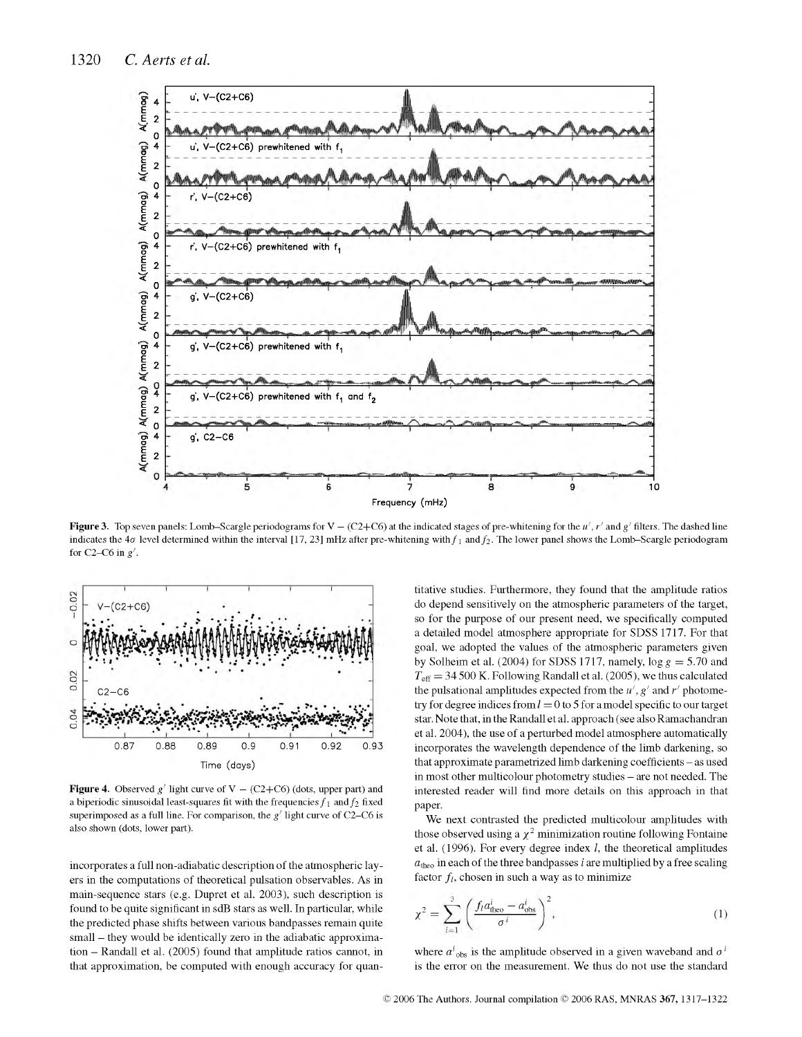**Figure 3.** Top seven panels: Lomb–Scargle periodograms for V − (C2+C6) at the indicated stages of pre-whitening for the $u'$, $r'$ and $g'$ filters. The dashed line indicates the 4$\sigma$ level determined within the interval [17, 23] mHz after pre-whitening with $f_1$ and $f_2$. The lower panel shows the Lomb–Scargle periodogram for C2–C6 in $g'$.

**Figure 4.** Observed $g'$ light curve of V − (C2+C6) (dots, upper part) and a biperiodic sinusoidal least-squares fit with the frequencies $f_1$ and $f_2$ fixed superimposed as a full line. For comparison, the $g'$ light curve of C2–C6 is also shown (dots, lower part).

incorporates a full non-adiabatic description of the atmospheric layers in the computations of theoretical pulsation observables. As in main-sequence stars (e.g. Dupret et al. 2003), such description is found to be quite significant in sdB stars as well. In particular, while the predicted phase shifts between various bandpasses remain quite small – they would be identically zero in the adiabatic approximation – Randall et al. (2005) found that amplitude ratios cannot, in that approximation, be computed with enough accuracy for quantitative studies. Furthermore, they found that the amplitude ratios do depend sensitively on the atmospheric parameters of the target, so for the purpose of our present need, we specifically computed a detailed model atmosphere appropriate for SDSS 1717. For that goal, we adopted the values of the atmospheric parameters given by Solheim et al. (2004) for SDSS 1717, namely, $\log g = 5.70$ and $T_{\rm eff} = 34\,500$ K. Following Randall et al. (2005), we thus calculated the pulsational amplitudes expected from the $u'$, $g'$ and $r'$ photometry for degree indices from $l = 0$ to 5 for a model specific to our target star. Note that, in the Randall et al. approach (see also Ramachandran et al. 2004), the use of a perturbed model atmosphere automatically incorporates the wavelength dependence of the limb darkening, so that approximate parametrized limb darkening coefficients – as used in most other multicolour photometry studies – are not needed. The interested reader will find more details on this approach in that paper.

We next contrasted the predicted multicolour amplitudes with those observed using a $\chi^2$ minimization routine following Fontaine et al. (1996). For every degree index $l$, the theoretical amplitudes $a_{\rm theo}$ in each of the three bandpasses $i$ are multiplied by a free scaling factor $f_l$, chosen in such a way as to minimize

$$\chi^2 = \sum_{i=1}^{3} \left( \frac{f_l a^i_{\rm theo} - a^i_{\rm obs}}{\sigma^i} \right)^2, \tag{1}$$

where $a^i_{\rm obs}$ is the amplitude observed in a given waveband and $\sigma^i$ is the error on the measurement. We thus do not use the standard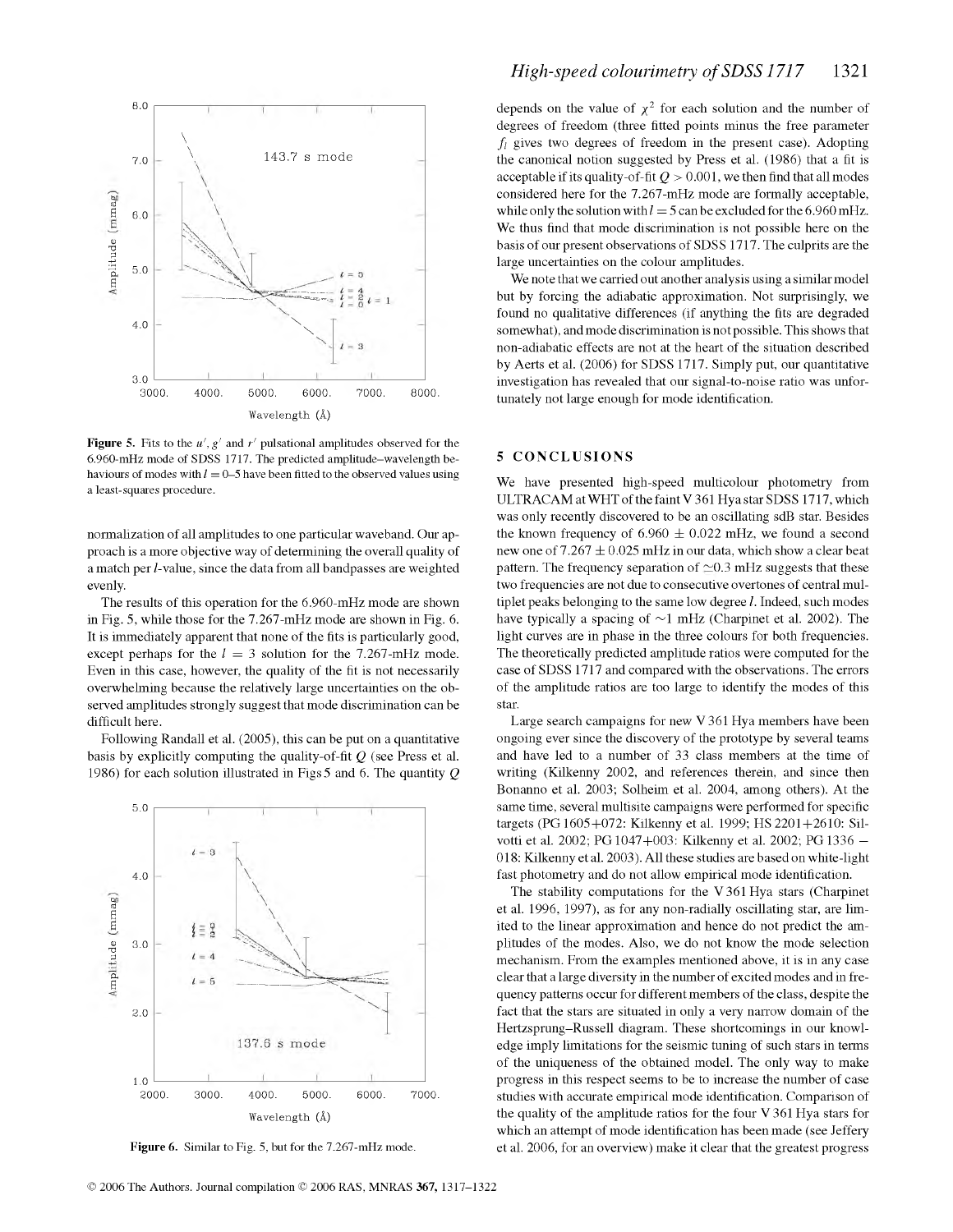**Figure 5.** Fits to the $u'$, $g'$ and $r'$ pulsational amplitudes observed for the 6.960-mHz mode of SDSS 1717. The predicted amplitude–wavelength behaviours of modes with $l = 0$–$5$ have been fitted to the observed values using a least-squares procedure.

normalization of all amplitudes to one particular waveband. Our approach is a more objective way of determining the overall quality of a match per $l$-value, since the data from all bandpasses are weighted evenly.

The results of this operation for the 6.960-mHz mode are shown in Fig. 5, while those for the 7.267-mHz mode are shown in Fig. 6. It is immediately apparent that none of the fits is particularly good, except perhaps for the $l = 3$ solution for the 7.267-mHz mode. Even in this case, however, the quality of the fit is not necessarily overwhelming because the relatively large uncertainties on the observed amplitudes strongly suggest that mode discrimination can be difficult here.

Following Randall et al. (2005), this can be put on a quantitative basis by explicitly computing the quality-of-fit $Q$ (see Press et al. 1986) for each solution illustrated in Figs 5 and 6. The quantity $Q$

**Figure 6.** Similar to Fig. 5, but for the 7.267-mHz mode.

depends on the value of $\chi^2$ for each solution and the number of degrees of freedom (three fitted points minus the free parameter $f_l$ gives two degrees of freedom in the present case). Adopting the canonical notion suggested by Press et al. (1986) that a fit is acceptable if its quality-of-fit $Q > 0.001$, we then find that all modes considered here for the 7.267-mHz mode are formally acceptable, while only the solution with $l = 5$ can be excluded for the 6.960 mHz. We thus find that mode discrimination is not possible here on the basis of our present observations of SDSS 1717. The culprits are the large uncertainties on the colour amplitudes.

We note that we carried out another analysis using a similar model but by forcing the adiabatic approximation. Not surprisingly, we found no qualitative differences (if anything the fits are degraded somewhat), and mode discrimination is not possible. This shows that non-adiabatic effects are not at the heart of the situation described by Aerts et al. (2006) for SDSS 1717. Simply put, our quantitative investigation has revealed that our signal-to-noise ratio was unfortunately not large enough for mode identification.

## 5 CONCLUSIONS

We have presented high-speed multicolour photometry from ULTRACAM at WHT of the faint V 361 Hya star SDSS 1717, which was only recently discovered to be an oscillating sdB star. Besides the known frequency of $6.960 \pm 0.022$ mHz, we found a second new one of $7.267 \pm 0.025$ mHz in our data, which show a clear beat pattern. The frequency separation of $\simeq 0.3$ mHz suggests that these two frequencies are not due to consecutive overtones of central multiplet peaks belonging to the same low degree $l$. Indeed, such modes have typically a spacing of $\sim 1$ mHz (Charpinet et al. 2002). The light curves are in phase in the three colours for both frequencies. The theoretically predicted amplitude ratios were computed for the case of SDSS 1717 and compared with the observations. The errors of the amplitude ratios are too large to identify the modes of this star.

Large search campaigns for new V 361 Hya members have been ongoing ever since the discovery of the prototype by several teams and have led to a number of 33 class members at the time of writing (Kilkenny 2002, and references therein, and since then Bonanno et al. 2003; Solheim et al. 2004, among others). At the same time, several multisite campaigns were performed for specific targets (PG 1605+072: Kilkenny et al. 1999; HS 2201+2610: Silvotti et al. 2002; PG 1047+003: Kilkenny et al. 2002; PG 1336 − 018: Kilkenny et al. 2003). All these studies are based on white-light fast photometry and do not allow empirical mode identification.

The stability computations for the V 361 Hya stars (Charpinet et al. 1996, 1997), as for any non-radially oscillating star, are limited to the linear approximation and hence do not predict the amplitudes of the modes. Also, we do not know the mode selection mechanism. From the examples mentioned above, it is in any case clear that a large diversity in the number of excited modes and in frequency patterns occur for different members of the class, despite the fact that the stars are situated in only a very narrow domain of the Hertzsprung–Russell diagram. These shortcomings in our knowledge imply limitations for the seismic tuning of such stars in terms of the uniqueness of the obtained model. The only way to make progress in this respect seems to be to increase the number of case studies with accurate empirical mode identification. Comparison of the quality of the amplitude ratios for the four V 361 Hya stars for which an attempt of mode identification has been made (see Jeffery et al. 2006, for an overview) make it clear that the greatest progress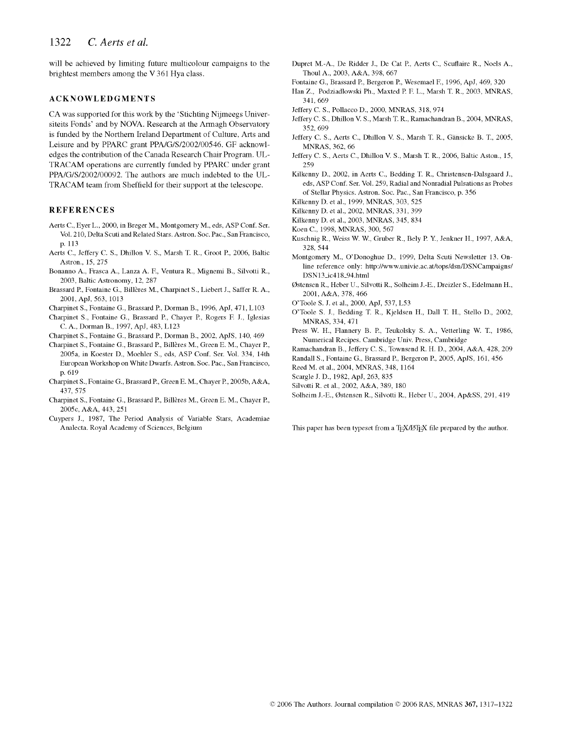will be achieved by limiting future multicolour campaigns to the brightest members among the V 361 Hya class.

## ACKNOWLEDGMENTS

CA was supported for this work by the 'Stichting Nijmeegs Universiteits Fonds' and by NOVA. Research at the Armagh Observatory is funded by the Northern Ireland Department of Culture, Arts and Leisure and by PPARC grant PPA/G/S/2002/00546. GF acknowledges the contribution of the Canada Research Chair Program. ULTRACAM operations are currently funded by PPARC under grant PPA/G/S/2002/00092. The authors are much indebted to the ULTRACAM team from Sheffield for their support at the telescope.

## REFERENCES

Aerts C., Eyer L., 2000, in Breger M., Montgomery M., eds, ASP Conf. Ser. Vol. 210, Delta Scuti and Related Stars. Astron. Soc. Pac., San Francisco, p. 113

Aerts C., Jeffery C. S., Dhillon V. S., Marsh T. R., Groot P., 2006, Baltic Astron., 15, 275

Bonanno A., Frasca A., Lanza A. F., Ventura R., Mignemi B., Silvotti R., 2003, Baltic Astronomy, 12, 287

Brassard P., Fontaine G., Billères M., Charpinet S., Liebert J., Saffer R. A., 2001, ApJ, 563, 1013

Charpinet S., Fontaine G., Brassard P., Dorman B., 1996, ApJ, 471, L103

Charpinet S., Fontaine G., Brassard P., Chayer P., Rogers F. J., Iglesias C. A., Dorman B., 1997, ApJ, 483, L123

Charpinet S., Fontaine G., Brassard P., Dorman B., 2002, ApJS, 140, 469

Charpinet S., Fontaine G., Brassard P., Billères M., Green E. M., Chayer P., 2005a, in Koester D., Moehler S., eds, ASP Conf. Ser. Vol. 334, 14th European Workshop on White Dwarfs. Astron. Soc. Pac., San Francisco, p. 619

Charpinet S., Fontaine G., Brassard P., Green E. M., Chayer P., 2005b, A&A, 437, 575

Charpinet S., Fontaine G., Brassard P., Billères M., Green E. M., Chayer P., 2005c, A&A, 443, 251

Cuypers J., 1987, The Period Analysis of Variable Stars, Academiae Analecta. Royal Academy of Sciences, Belgium

Dupret M.-A., De Ridder J., De Cat P., Aerts C., Scuflaire R., Noels A., Thoul A., 2003, A&A, 398, 667

Fontaine G., Brassard P., Bergeron P., Wesemael F., 1996, ApJ, 469, 320

Han Z., Podziadlowski Ph., Maxted P. F. L., Marsh T. R., 2003, MNRAS, 341, 669

Jeffery C. S., Pollacco D., 2000, MNRAS, 318, 974

Jeffery C. S., Dhillon V. S., Marsh T. R., Ramachandran B., 2004, MNRAS, 352, 699

Jeffery C. S., Aerts C., Dhillon V. S., Marsh T. R., Gänsicke B. T., 2005, MNRAS, 362, 66

Jeffery C. S., Aerts C., Dhillon V. S., Marsh T. R., 2006, Baltic Aston., 15, 259

Kilkenny D., 2002, in Aerts C., Bedding T. R., Christensen-Dalsgaard J., eds, ASP Conf. Ser. Vol. 259, Radial and Nonradial Pulsations as Probes of Stellar Physics. Astron. Soc. Pac., San Francisco, p. 356

Kilkenny D. et al., 1999, MNRAS, 303, 525

Kilkenny D. et al., 2002, MNRAS, 331, 399

Kilkenny D. et al., 2003, MNRAS, 345, 834

Koen C., 1998, MNRAS, 300, 567

Kuschnig R., Weiss W. W., Gruber R., Bely P. Y., Jenkner H., 1997, A&A, 328, 544

Montgomery M., O'Donoghue D., 1999, Delta Scuti Newsletter 13. Online reference only: http://www.univie.ac.at/tops/dsn/DSNCampaigns/DSN13_ic418_94.html

Østensen R., Heber U., Silvotti R., Solheim J.-E., Dreizler S., Edelmann H., 2001, A&A, 378, 466

O'Toole S. J. et al., 2000, ApJ, 537, L53

O'Toole S. J., Bedding T. R., Kjeldsen H., Dall T. H., Stello D., 2002, MNRAS, 334, 471

Press W. H., Flannery B. P., Teukolsky S. A., Vetterling W. T., 1986, Numerical Recipes. Cambridge Univ. Press, Cambridge

Ramachandran B., Jeffery C. S., Townsend R. H. D., 2004, A&A, 428, 209

Randall S., Fontaine G., Brassard P., Bergeron P., 2005, ApJS, 161, 456

Reed M. et al., 2004, MNRAS, 348, 1164

Scargle J. D., 1982, ApJ, 263, 835

Silvotti R. et al., 2002, A&A, 389, 180

Solheim J.-E., Østensen R., Silvotti R., Heber U., 2004, Ap&SS, 291, 419

This paper has been typeset from a TEX/LATEX file prepared by the author.